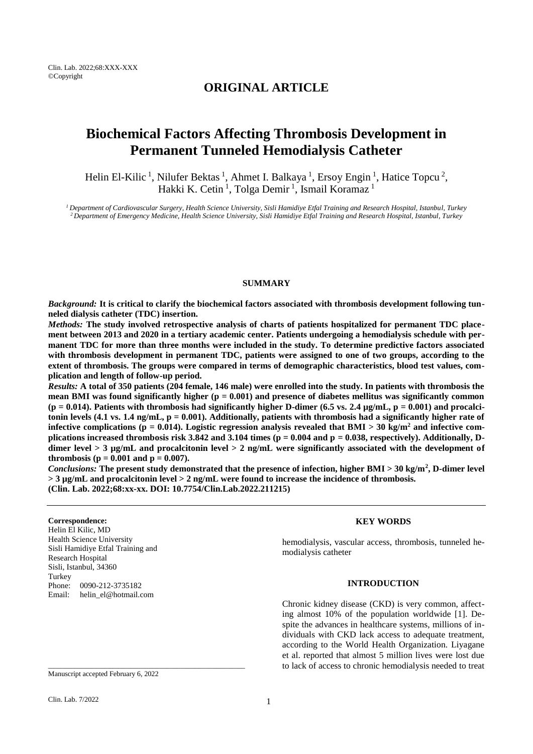**ORIGINAL ARTICLE**

# Biochemical Factors Affecting Thrombosis Development in Permanent Tunneled Hemodialysis Catheter

Helin El-Kilic [1], Nilufer Bektas [1], Ahmet I. Balkaya [1], Ersoy Engin [1], Hatice Topcu [2], Hakki K. Cetin [1], Tolga Demir [1], Ismail Koramaz [1]

[1] Department of Cardiovascular Surgery, Health Science University, Sisli Hamidiye Etfal Training and Research Hospital, Istanbul, Turkey
[2] Department of Emergency Medicine, Health Science University, Sisli Hamidiye Etfal Training and Research Hospital, Istanbul, Turkey

## SUMMARY

***Background:*** **It is critical to clarify the biochemical factors associated with thrombosis development following tunneled dialysis catheter (TDC) insertion.**

***Methods:*** **The study involved retrospective analysis of charts of patients hospitalized for permanent TDC placement between 2013 and 2020 in a tertiary academic center. Patients undergoing a hemodialysis schedule with permanent TDC for more than three months were included in the study. To determine predictive factors associated with thrombosis development in permanent TDC, patients were assigned to one of two groups, according to the extent of thrombosis. The groups were compared in terms of demographic characteristics, blood test values, complication and length of follow-up period.**

***Results:*** **A total of 350 patients (204 female, 146 male) were enrolled into the study. In patients with thrombosis the mean BMI was found significantly higher ($p = 0.001$) and presence of diabetes mellitus was significantly common ($p = 0.014$). Patients with thrombosis had significantly higher D-dimer (6.5 vs. 2.4 µg/mL, $p = 0.001$) and procalcitonin levels (4.1 vs. 1.4 ng/mL, $p = 0.001$). Additionally, patients with thrombosis had a significantly higher rate of infective complications ($p = 0.014$). Logistic regression analysis revealed that BMI > 30 kg/m$^2$ and infective complications increased thrombosis risk 3.842 and 3.104 times ($p = 0.004$ and $p = 0.038$, respectively). Additionally, D-dimer level > 3 µg/mL and procalcitonin level > 2 ng/mL were significantly associated with the development of thrombosis ($p = 0.001$ and $p = 0.007$).**

***Conclusions:*** **The present study demonstrated that the presence of infection, higher BMI > 30 kg/m$^2$, D-dimer level > 3 µg/mL and procalcitonin level > 2 ng/mL were found to increase the incidence of thrombosis.**
**(Clin. Lab. 2022;68:xx-xx. DOI: 10.7754/Clin.Lab.2022.211215)**

**Correspondence:**
Helin El Kilic, MD
Health Science University
Sisli Hamidiye Etfal Training and Research Hospital
Sisli, Istanbul, 34360
Turkey
Phone: 0090-212-3735182
Email: helin_el@hotmail.com

Manuscript accepted February 6, 2022

## KEY WORDS

hemodialysis, vascular access, thrombosis, tunneled hemodialysis catheter

## INTRODUCTION

Chronic kidney disease (CKD) is very common, affecting almost 10% of the population worldwide [1]. Despite the advances in healthcare systems, millions of individuals with CKD lack access to adequate treatment, according to the World Health Organization. Liyagane et al. reported that almost 5 million lives were lost due to lack of access to chronic hemodialysis needed to treat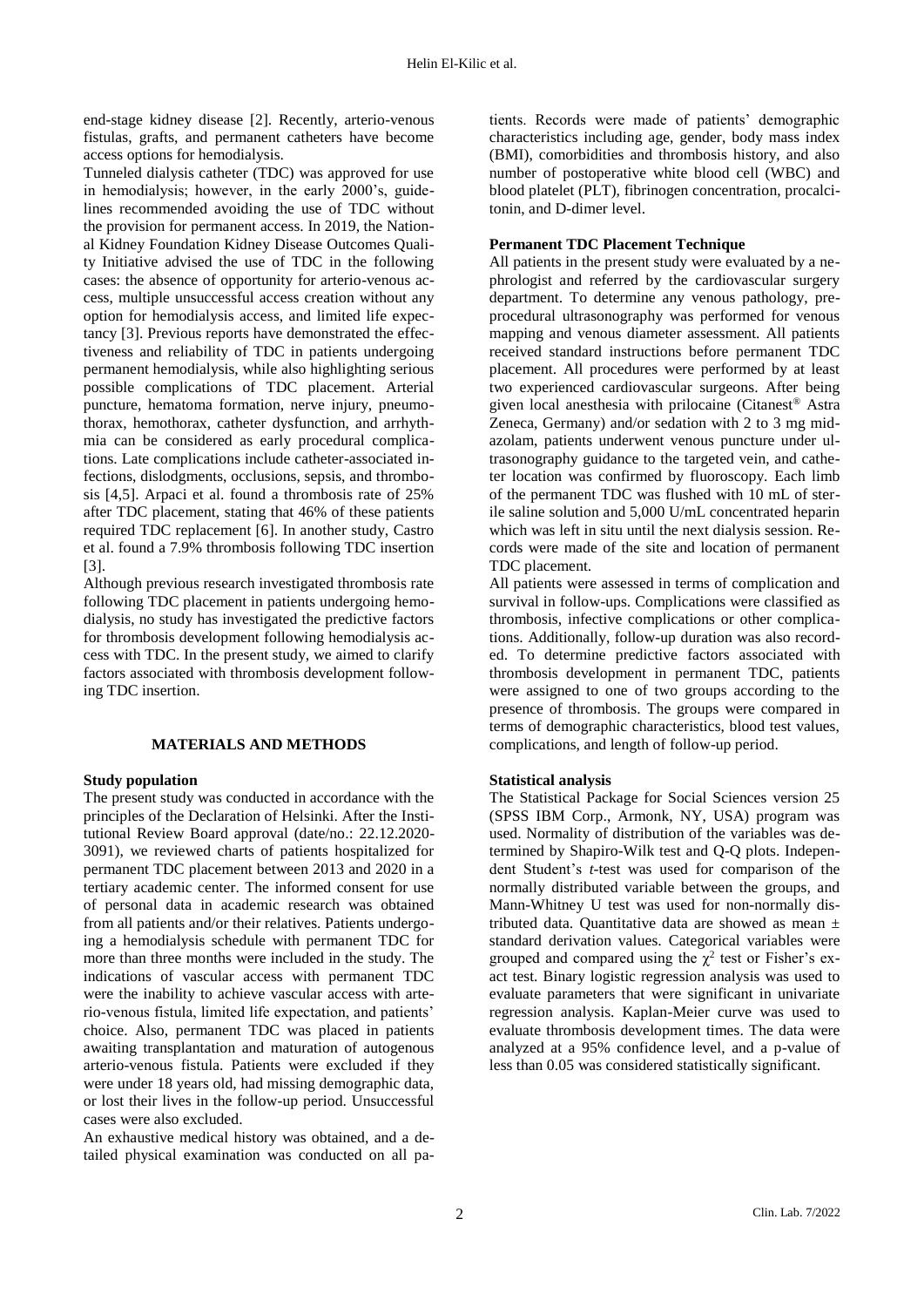end-stage kidney disease [2]. Recently, arterio-venous fistulas, grafts, and permanent catheters have become access options for hemodialysis.

Tunneled dialysis catheter (TDC) was approved for use in hemodialysis; however, in the early 2000's, guidelines recommended avoiding the use of TDC without the provision for permanent access. In 2019, the National Kidney Foundation Kidney Disease Outcomes Quality Initiative advised the use of TDC in the following cases: the absence of opportunity for arterio-venous access, multiple unsuccessful access creation without any option for hemodialysis access, and limited life expectancy [3]. Previous reports have demonstrated the effectiveness and reliability of TDC in patients undergoing permanent hemodialysis, while also highlighting serious possible complications of TDC placement. Arterial puncture, hematoma formation, nerve injury, pneumothorax, hemothorax, catheter dysfunction, and arrhythmia can be considered as early procedural complications. Late complications include catheter-associated infections, dislodgments, occlusions, sepsis, and thrombosis [4,5]. Arpaci et al. found a thrombosis rate of 25% after TDC placement, stating that 46% of these patients required TDC replacement [6]. In another study, Castro et al. found a 7.9% thrombosis following TDC insertion [3].

Although previous research investigated thrombosis rate following TDC placement in patients undergoing hemodialysis, no study has investigated the predictive factors for thrombosis development following hemodialysis access with TDC. In the present study, we aimed to clarify factors associated with thrombosis development following TDC insertion.

## MATERIALS AND METHODS

### Study population

The present study was conducted in accordance with the principles of the Declaration of Helsinki. After the Institutional Review Board approval (date/no.: 22.12.2020-3091), we reviewed charts of patients hospitalized for permanent TDC placement between 2013 and 2020 in a tertiary academic center. The informed consent for use of personal data in academic research was obtained from all patients and/or their relatives. Patients undergoing a hemodialysis schedule with permanent TDC for more than three months were included in the study. The indications of vascular access with permanent TDC were the inability to achieve vascular access with arterio-venous fistula, limited life expectation, and patients' choice. Also, permanent TDC was placed in patients awaiting transplantation and maturation of autogenous arterio-venous fistula. Patients were excluded if they were under 18 years old, had missing demographic data, or lost their lives in the follow-up period. Unsuccessful cases were also excluded.

An exhaustive medical history was obtained, and a detailed physical examination was conducted on all patients. Records were made of patients' demographic characteristics including age, gender, body mass index (BMI), comorbidities and thrombosis history, and also number of postoperative white blood cell (WBC) and blood platelet (PLT), fibrinogen concentration, procalcitonin, and D-dimer level.

### Permanent TDC Placement Technique

All patients in the present study were evaluated by a nephrologist and referred by the cardiovascular surgery department. To determine any venous pathology, preprocedural ultrasonography was performed for venous mapping and venous diameter assessment. All patients received standard instructions before permanent TDC placement. All procedures were performed by at least two experienced cardiovascular surgeons. After being given local anesthesia with prilocaine (Citanest® Astra Zeneca, Germany) and/or sedation with 2 to 3 mg midazolam, patients underwent venous puncture under ultrasonography guidance to the targeted vein, and catheter location was confirmed by fluoroscopy. Each limb of the permanent TDC was flushed with 10 mL of sterile saline solution and 5,000 U/mL concentrated heparin which was left in situ until the next dialysis session. Records were made of the site and location of permanent TDC placement.

All patients were assessed in terms of complication and survival in follow-ups. Complications were classified as thrombosis, infective complications or other complications. Additionally, follow-up duration was also recorded. To determine predictive factors associated with thrombosis development in permanent TDC, patients were assigned to one of two groups according to the presence of thrombosis. The groups were compared in terms of demographic characteristics, blood test values, complications, and length of follow-up period.

### Statistical analysis

The Statistical Package for Social Sciences version 25 (SPSS IBM Corp., Armonk, NY, USA) program was used. Normality of distribution of the variables was determined by Shapiro-Wilk test and Q-Q plots. Independent Student's *t*-test was used for comparison of the normally distributed variable between the groups, and Mann-Whitney U test was used for non-normally distributed data. Quantitative data are showed as mean ± standard derivation values. Categorical variables were grouped and compared using the $\chi^2$ test or Fisher's exact test. Binary logistic regression analysis was used to evaluate parameters that were significant in univariate regression analysis. Kaplan-Meier curve was used to evaluate thrombosis development times. The data were analyzed at a 95% confidence level, and a p-value of less than 0.05 was considered statistically significant.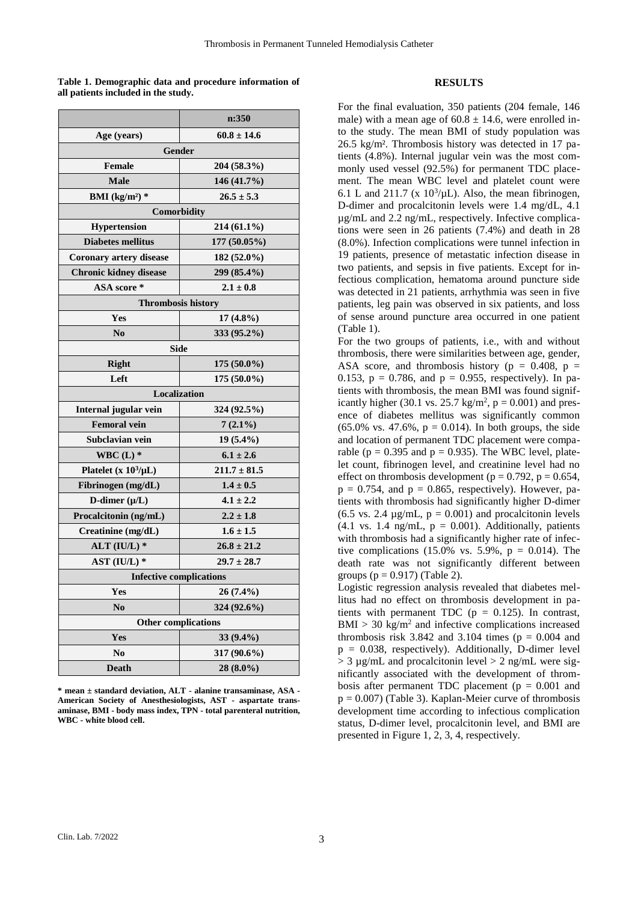**Table 1. Demographic data and procedure information of all patients included in the study.**

| | n:350 |
|---|---|
| Age (years) | 60.8 ± 14.6 |
| **Gender** | |
| Female | 204 (58.3%) |
| Male | 146 (41.7%) |
| BMI (kg/m²) * | 26.5 ± 5.3 |
| **Comorbidity** | |
| Hypertension | 214 (61.1%) |
| Diabetes mellitus | 177 (50.05%) |
| Coronary artery disease | 182 (52.0%) |
| Chronic kidney disease | 299 (85.4%) |
| ASA score * | 2.1 ± 0.8 |
| **Thrombosis history** | |
| Yes | 17 (4.8%) |
| No | 333 (95.2%) |
| **Side** | |
| Right | 175 (50.0%) |
| Left | 175 (50.0%) |
| **Localization** | |
| Internal jugular vein | 324 (92.5%) |
| Femoral vein | 7 (2.1%) |
| Subclavian vein | 19 (5.4%) |
| WBC (L) * | 6.1 ± 2.6 |
| Platelet (x $10^3$/µL) | 211.7 ± 81.5 |
| Fibrinogen (mg/dL) | 1.4 ± 0.5 |
| D-dimer (µ/L) | 4.1 ± 2.2 |
| Procalcitonin (ng/mL) | 2.2 ± 1.8 |
| Creatinine (mg/dL) | 1.6 ± 1.5 |
| ALT (IU/L) * | 26.8 ± 21.2 |
| AST (IU/L) * | 29.7 ± 28.7 |
| **Infective complications** | |
| Yes | 26 (7.4%) |
| No | 324 (92.6%) |
| **Other complications** | |
| Yes | 33 (9.4%) |
| No | 317 (90.6%) |
| Death | 28 (8.0%) |

**\* mean ± standard deviation, ALT - alanine transaminase, ASA - American Society of Anesthesiologists, AST - aspartate transaminase, BMI - body mass index, TPN - total parenteral nutrition, WBC - white blood cell.**

## RESULTS

For the final evaluation, 350 patients (204 female, 146 male) with a mean age of 60.8 ± 14.6, were enrolled into the study. The mean BMI of study population was 26.5 kg/m². Thrombosis history was detected in 17 patients (4.8%). Internal jugular vein was the most commonly used vessel (92.5%) for permanent TDC placement. The mean WBC level and platelet count were 6.1 L and 211.7 (x $10^3$/µL). Also, the mean fibrinogen, D-dimer and procalcitonin levels were 1.4 mg/dL, 4.1 µg/mL and 2.2 ng/mL, respectively. Infective complications were seen in 26 patients (7.4%) and death in 28 (8.0%). Infection complications were tunnel infection in 19 patients, presence of metastatic infection disease in two patients, and sepsis in five patients. Except for infectious complication, hematoma around puncture side was detected in 21 patients, arrhythmia was seen in five patients, leg pain was observed in six patients, and loss of sense around puncture area occurred in one patient (Table 1).

For the two groups of patients, i.e., with and without thrombosis, there were similarities between age, gender, ASA score, and thrombosis history ($p = 0.408$, $p = 0.153$, $p = 0.786$, and $p = 0.955$, respectively). In patients with thrombosis, the mean BMI was found significantly higher (30.1 vs. 25.7 kg/m², $p = 0.001$) and presence of diabetes mellitus was significantly common (65.0% vs. 47.6%, $p = 0.014$). In both groups, the side and location of permanent TDC placement were comparable ($p = 0.395$ and $p = 0.935$). The WBC level, platelet count, fibrinogen level, and creatinine level had no effect on thrombosis development ($p = 0.792$, $p = 0.654$, $p = 0.754$, and $p = 0.865$, respectively). However, patients with thrombosis had significantly higher D-dimer (6.5 vs. 2.4 µg/mL, $p = 0.001$) and procalcitonin levels (4.1 vs. 1.4 ng/mL, $p = 0.001$). Additionally, patients with thrombosis had a significantly higher rate of infective complications (15.0% vs. 5.9%, $p = 0.014$). The death rate was not significantly different between groups ($p = 0.917$) (Table 2).

Logistic regression analysis revealed that diabetes mellitus had no effect on thrombosis development in patients with permanent TDC ($p = 0.125$). In contrast, BMI > 30 kg/m² and infective complications increased thrombosis risk 3.842 and 3.104 times ($p = 0.004$ and $p = 0.038$, respectively). Additionally, D-dimer level > 3 µg/mL and procalcitonin level > 2 ng/mL were significantly associated with the development of thrombosis after permanent TDC placement ($p = 0.001$ and $p = 0.007$) (Table 3). Kaplan-Meier curve of thrombosis development time according to infectious complication status, D-dimer level, procalcitonin level, and BMI are presented in Figure 1, 2, 3, 4, respectively.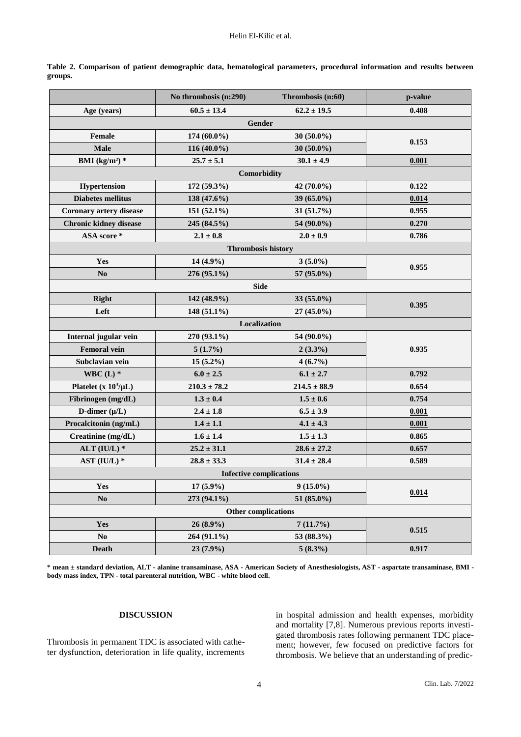**Table 2. Comparison of patient demographic data, hematological parameters, procedural information and results between groups.**

| | No thrombosis (n:290) | Thrombosis (n:60) | p-value |
|---|---|---|---|
| Age (years) | 60.5 ± 13.4 | 62.2 ± 19.5 | 0.408 |
| **Gender** | | | |
| Female | 174 (60.0%) | 30 (50.0%) | 0.153 |
| Male | 116 (40.0%) | 30 (50.0%) | |
| BMI (kg/m²) * | 25.7 ± 5.1 | 30.1 ± 4.9 | <u>0.001</u> |
| **Comorbidity** | | | |
| Hypertension | 172 (59.3%) | 42 (70.0%) | 0.122 |
| Diabetes mellitus | 138 (47.6%) | 39 (65.0%) | <u>0.014</u> |
| Coronary artery disease | 151 (52.1%) | 31 (51.7%) | 0.955 |
| Chronic kidney disease | 245 (84.5%) | 54 (90.0%) | 0.270 |
| ASA score * | 2.1 ± 0.8 | 2.0 ± 0.9 | 0.786 |
| **Thrombosis history** | | | |
| Yes | 14 (4.9%) | 3 (5.0%) | 0.955 |
| No | 276 (95.1%) | 57 (95.0%) | |
| **Side** | | | |
| Right | 142 (48.9%) | 33 (55.0%) | 0.395 |
| Left | 148 (51.1%) | 27 (45.0%) | |
| **Localization** | | | |
| Internal jugular vein | 270 (93.1%) | 54 (90.0%) | 0.935 |
| Femoral vein | 5 (1.7%) | 2 (3.3%) | |
| Subclavian vein | 15 (5.2%) | 4 (6.7%) | |
| WBC (L) * | 6.0 ± 2.5 | 6.1 ± 2.7 | 0.792 |
| Platelet (x $10^3$/µL) | 210.3 ± 78.2 | 214.5 ± 88.9 | 0.654 |
| Fibrinogen (mg/dL) | 1.3 ± 0.4 | 1.5 ± 0.6 | 0.754 |
| D-dimer (µ/L) | 2.4 ± 1.8 | 6.5 ± 3.9 | <u>0.001</u> |
| Procalcitonin (ng/mL) | 1.4 ± 1.1 | 4.1 ± 4.3 | <u>0.001</u> |
| Creatinine (mg/dL) | 1.6 ± 1.4 | 1.5 ± 1.3 | 0.865 |
| ALT (IU/L) * | 25.2 ± 31.1 | 28.6 ± 27.2 | 0.657 |
| AST (IU/L) * | 28.8 ± 33.3 | 31.4 ± 28.4 | 0.589 |
| **Infective complications** | | | |
| Yes | 17 (5.9%) | 9 (15.0%) | <u>0.014</u> |
| No | 273 (94.1%) | 51 (85.0%) | |
| **Other complications** | | | |
| Yes | 26 (8.9%) | 7 (11.7%) | 0.515 |
| No | 264 (91.1%) | 53 (88.3%) | |
| Death | 23 (7.9%) | 5 (8.3%) | 0.917 |

**\* mean ± standard deviation, ALT - alanine transaminase, ASA - American Society of Anesthesiologists, AST - aspartate transaminase, BMI - body mass index, TPN - total parenteral nutrition, WBC - white blood cell.**

## DISCUSSION

Thrombosis in permanent TDC is associated with catheter dysfunction, deterioration in life quality, increments in hospital admission and health expenses, morbidity and mortality [7,8]. Numerous previous reports investigated thrombosis rates following permanent TDC placement; however, few focused on predictive factors for thrombosis. We believe that an understanding of predic-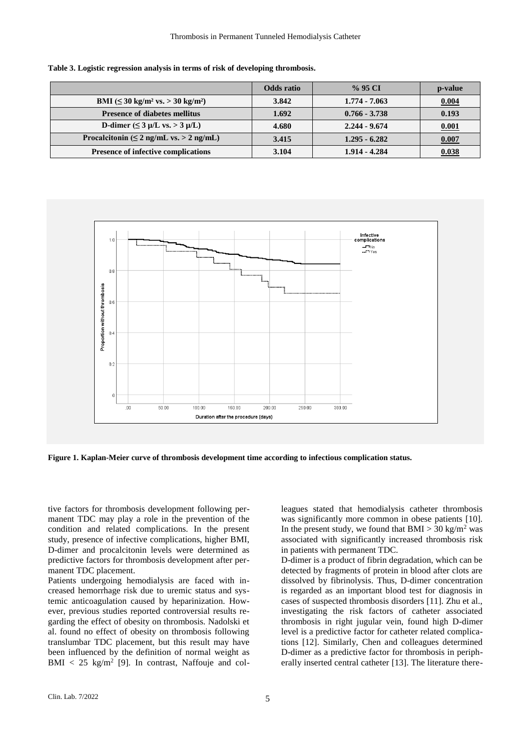**Table 3. Logistic regression analysis in terms of risk of developing thrombosis.**

| | Odds ratio | % 95 CI | p-value |
|---|---|---|---|
| BMI (≤ 30 kg/m² vs. > 30 kg/m²) | 3.842 | 1.774 - 7.063 | 0.004 |
| Presence of diabetes mellitus | 1.692 | 0.766 - 3.738 | 0.193 |
| D-dimer (≤ 3 μ/L vs. > 3 μ/L) | 4.680 | 2.244 - 9.674 | 0.001 |
| Procalcitonin (≤ 2 ng/mL vs. > 2 ng/mL) | 3.415 | 1.295 - 6.282 | 0.007 |
| Presence of infective complications | 3.104 | 1.914 - 4.284 | 0.038 |

**Figure 1. Kaplan-Meier curve of thrombosis development time according to infectious complication status.**

tive factors for thrombosis development following permanent TDC may play a role in the prevention of the condition and related complications. In the present study, presence of infective complications, higher BMI, D-dimer and procalcitonin levels were determined as predictive factors for thrombosis development after permanent TDC placement.

Patients undergoing hemodialysis are faced with increased hemorrhage risk due to uremic status and systemic anticoagulation caused by heparinization. However, previous studies reported controversial results regarding the effect of obesity on thrombosis. Nadolski et al. found no effect of obesity on thrombosis following translumbar TDC placement, but this result may have been influenced by the definition of normal weight as BMI < 25 kg/m² [9]. In contrast, Naffouje and colleagues stated that hemodialysis catheter thrombosis was significantly more common in obese patients [10]. In the present study, we found that BMI > 30 kg/m² was associated with significantly increased thrombosis risk in patients with permanent TDC.

D-dimer is a product of fibrin degradation, which can be detected by fragments of protein in blood after clots are dissolved by fibrinolysis. Thus, D-dimer concentration is regarded as an important blood test for diagnosis in cases of suspected thrombosis disorders [11]. Zhu et al., investigating the risk factors of catheter associated thrombosis in right jugular vein, found high D-dimer level is a predictive factor for catheter related complications [12]. Similarly, Chen and colleagues determined D-dimer as a predictive factor for thrombosis in peripherally inserted central catheter [13]. The literature there-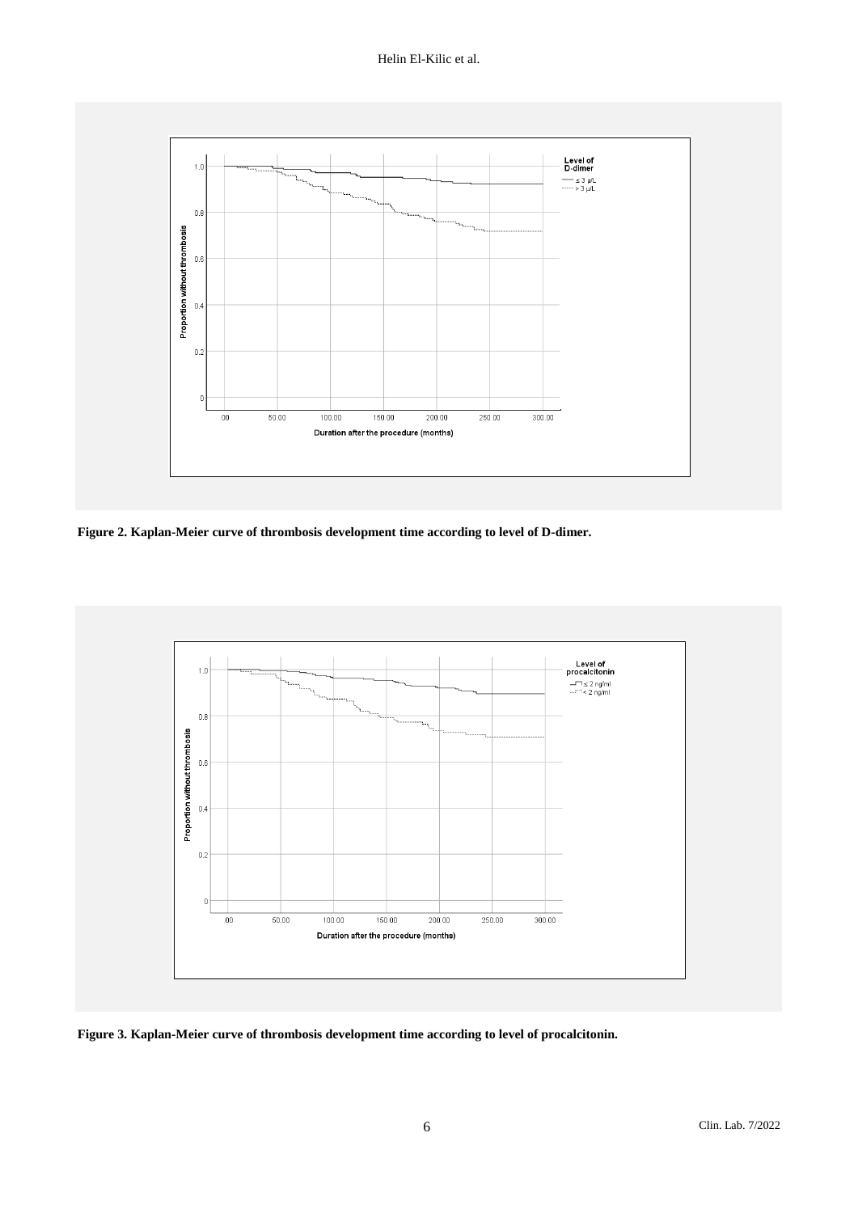**Figure 2. Kaplan-Meier curve of thrombosis development time according to level of D-dimer.**

**Figure 3. Kaplan-Meier curve of thrombosis development time according to level of procalcitonin.**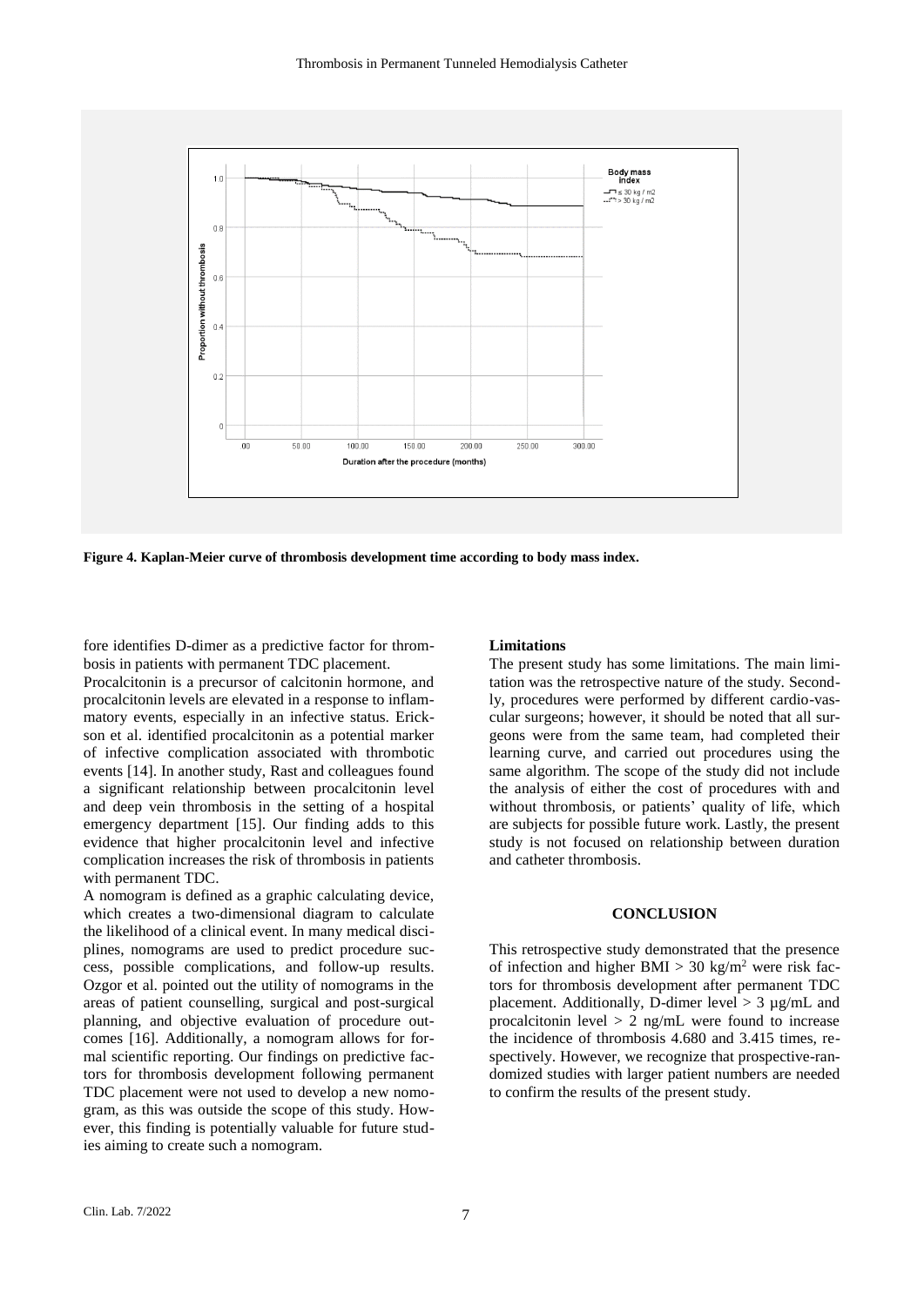**Figure 4. Kaplan-Meier curve of thrombosis development time according to body mass index.**

fore identifies D-dimer as a predictive factor for thrombosis in patients with permanent TDC placement.

Procalcitonin is a precursor of calcitonin hormone, and procalcitonin levels are elevated in a response to inflammatory events, especially in an infective status. Erickson et al. identified procalcitonin as a potential marker of infective complication associated with thrombotic events [14]. In another study, Rast and colleagues found a significant relationship between procalcitonin level and deep vein thrombosis in the setting of a hospital emergency department [15]. Our finding adds to this evidence that higher procalcitonin level and infective complication increases the risk of thrombosis in patients with permanent TDC.

A nomogram is defined as a graphic calculating device, which creates a two-dimensional diagram to calculate the likelihood of a clinical event. In many medical disciplines, nomograms are used to predict procedure success, possible complications, and follow-up results. Ozgor et al. pointed out the utility of nomograms in the areas of patient counselling, surgical and post-surgical planning, and objective evaluation of procedure outcomes [16]. Additionally, a nomogram allows for formal scientific reporting. Our findings on predictive factors for thrombosis development following permanent TDC placement were not used to develop a new nomogram, as this was outside the scope of this study. However, this finding is potentially valuable for future studies aiming to create such a nomogram.

#### Limitations

The present study has some limitations. The main limitation was the retrospective nature of the study. Secondly, procedures were performed by different cardio-vascular surgeons; however, it should be noted that all surgeons were from the same team, had completed their learning curve, and carried out procedures using the same algorithm. The scope of the study did not include the analysis of either the cost of procedures with and without thrombosis, or patients' quality of life, which are subjects for possible future work. Lastly, the present study is not focused on relationship between duration and catheter thrombosis.

## CONCLUSION

This retrospective study demonstrated that the presence of infection and higher BMI > 30 kg/m$^2$ were risk factors for thrombosis development after permanent TDC placement. Additionally, D-dimer level > 3 µg/mL and procalcitonin level > 2 ng/mL were found to increase the incidence of thrombosis 4.680 and 3.415 times, respectively. However, we recognize that prospective-randomized studies with larger patient numbers are needed to confirm the results of the present study.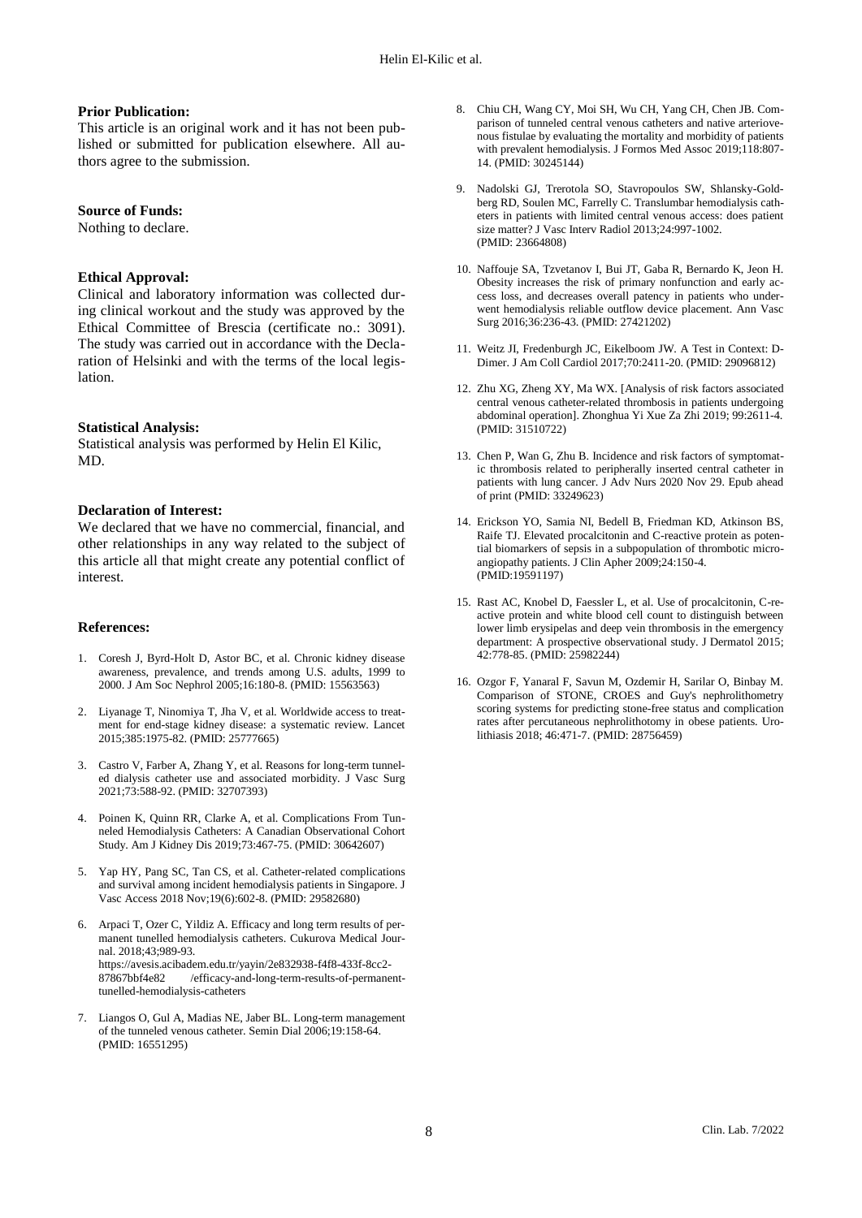**Prior Publication:**

This article is an original work and it has not been published or submitted for publication elsewhere. All authors agree to the submission.

**Source of Funds:**

Nothing to declare.

**Ethical Approval:**

Clinical and laboratory information was collected during clinical workout and the study was approved by the Ethical Committee of Brescia (certificate no.: 3091). The study was carried out in accordance with the Declaration of Helsinki and with the terms of the local legislation.

**Statistical Analysis:**

Statistical analysis was performed by Helin El Kilic, MD.

**Declaration of Interest:**

We declared that we have no commercial, financial, and other relationships in any way related to the subject of this article all that might create any potential conflict of interest.

**References:**

1. Coresh J, Byrd-Holt D, Astor BC, et al. Chronic kidney disease awareness, prevalence, and trends among U.S. adults, 1999 to 2000. J Am Soc Nephrol 2005;16:180-8. (PMID: 15563563)
2. Liyanage T, Ninomiya T, Jha V, et al. Worldwide access to treatment for end-stage kidney disease: a systematic review. Lancet 2015;385:1975-82. (PMID: 25777665)
3. Castro V, Farber A, Zhang Y, et al. Reasons for long-term tunneled dialysis catheter use and associated morbidity. J Vasc Surg 2021;73:588-92. (PMID: 32707393)
4. Poinen K, Quinn RR, Clarke A, et al. Complications From Tunneled Hemodialysis Catheters: A Canadian Observational Cohort Study. Am J Kidney Dis 2019;73:467-75. (PMID: 30642607)
5. Yap HY, Pang SC, Tan CS, et al. Catheter-related complications and survival among incident hemodialysis patients in Singapore. J Vasc Access 2018 Nov;19(6):602-8. (PMID: 29582680)
6. Arpaci T, Ozer C, Yildiz A. Efficacy and long term results of permanent tunelled hemodialysis catheters. Cukurova Medical Journal. 2018;43;989-93. https://avesis.acibadem.edu.tr/yayin/2e832938-f4f8-433f-8cc2-87867bbf4e82 /efficacy-and-long-term-results-of-permanent-tunelled-hemodialysis-catheters
7. Liangos O, Gul A, Madias NE, Jaber BL. Long-term management of the tunneled venous catheter. Semin Dial 2006;19:158-64. (PMID: 16551295)
8. Chiu CH, Wang CY, Moi SH, Wu CH, Yang CH, Chen JB. Comparison of tunneled central venous catheters and native arteriovenous fistulae by evaluating the mortality and morbidity of patients with prevalent hemodialysis. J Formos Med Assoc 2019;118:807-14. (PMID: 30245144)
9. Nadolski GJ, Trerotola SO, Stavropoulos SW, Shlansky-Goldberg RD, Soulen MC, Farrelly C. Translumbar hemodialysis catheters in patients with limited central venous access: does patient size matter? J Vasc Interv Radiol 2013;24:997-1002. (PMID: 23664808)
10. Naffouje SA, Tzvetanov I, Bui JT, Gaba R, Bernardo K, Jeon H. Obesity increases the risk of primary nonfunction and early access loss, and decreases overall patency in patients who underwent hemodialysis reliable outflow device placement. Ann Vasc Surg 2016;36:236-43. (PMID: 27421202)
11. Weitz JI, Fredenburgh JC, Eikelboom JW. A Test in Context: D-Dimer. J Am Coll Cardiol 2017;70:2411-20. (PMID: 29096812)
12. Zhu XG, Zheng XY, Ma WX. [Analysis of risk factors associated central venous catheter-related thrombosis in patients undergoing abdominal operation]. Zhonghua Yi Xue Za Zhi 2019; 99:2611-4. (PMID: 31510722)
13. Chen P, Wan G, Zhu B. Incidence and risk factors of symptomatic thrombosis related to peripherally inserted central catheter in patients with lung cancer. J Adv Nurs 2020 Nov 29. Epub ahead of print (PMID: 33249623)
14. Erickson YO, Samia NI, Bedell B, Friedman KD, Atkinson BS, Raife TJ. Elevated procalcitonin and C-reactive protein as potential biomarkers of sepsis in a subpopulation of thrombotic microangiopathy patients. J Clin Apher 2009;24:150-4. (PMID:19591197)
15. Rast AC, Knobel D, Faessler L, et al. Use of procalcitonin, C-reactive protein and white blood cell count to distinguish between lower limb erysipelas and deep vein thrombosis in the emergency department: A prospective observational study. J Dermatol 2015; 42:778-85. (PMID: 25982244)
16. Ozgor F, Yanaral F, Savun M, Ozdemir H, Sarilar O, Binbay M. Comparison of STONE, CROES and Guy's nephrolithometry scoring systems for predicting stone-free status and complication rates after percutaneous nephrolithotomy in obese patients. Urolithiasis 2018; 46:471-7. (PMID: 28756459)